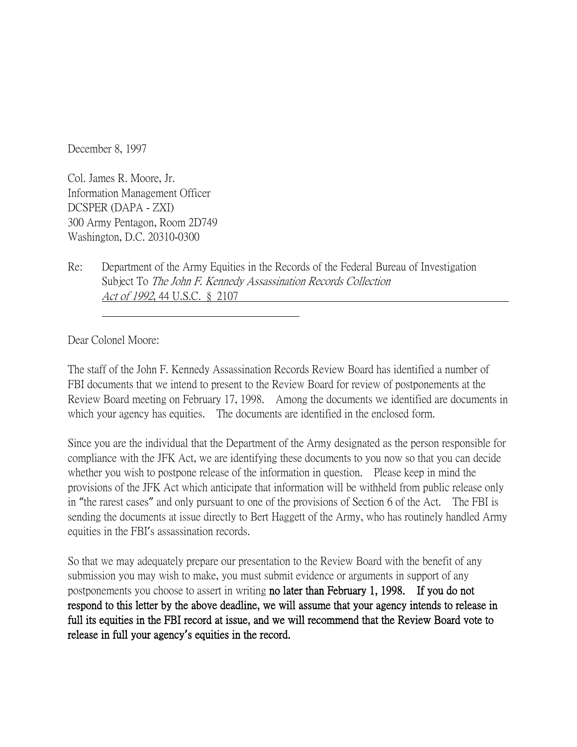December 8, 1997

Col. James R. Moore, Jr.
Information Management Officer
DCSPER (DAPA - ZXI)
300 Army Pentagon, Room 2D749
Washington, D.C. 20310-0300

Re: Department of the Army Equities in the Records of the Federal Bureau of Investigation Subject To *The John F. Kennedy Assassination Records Collection Act of 1992*, 44 U.S.C. § 2107

Dear Colonel Moore:

The staff of the John F. Kennedy Assassination Records Review Board has identified a number of FBI documents that we intend to present to the Review Board for review of postponements at the Review Board meeting on February 17, 1998. Among the documents we identified are documents in which your agency has equities. The documents are identified in the enclosed form.

Since you are the individual that the Department of the Army designated as the person responsible for compliance with the JFK Act, we are identifying these documents to you now so that you can decide whether you wish to postpone release of the information in question. Please keep in mind the provisions of the JFK Act which anticipate that information will be withheld from public release only in "the rarest cases" and only pursuant to one of the provisions of Section 6 of the Act. The FBI is sending the documents at issue directly to Bert Haggett of the Army, who has routinely handled Army equities in the FBI's assassination records.

So that we may adequately prepare our presentation to the Review Board with the benefit of any submission you may wish to make, you must submit evidence or arguments in support of any postponements you choose to assert in writing **no later than February 1, 1998. If you do not respond to this letter by the above deadline, we will assume that your agency intends to release in full its equities in the FBI record at issue, and we will recommend that the Review Board vote to release in full your agency's equities in the record.**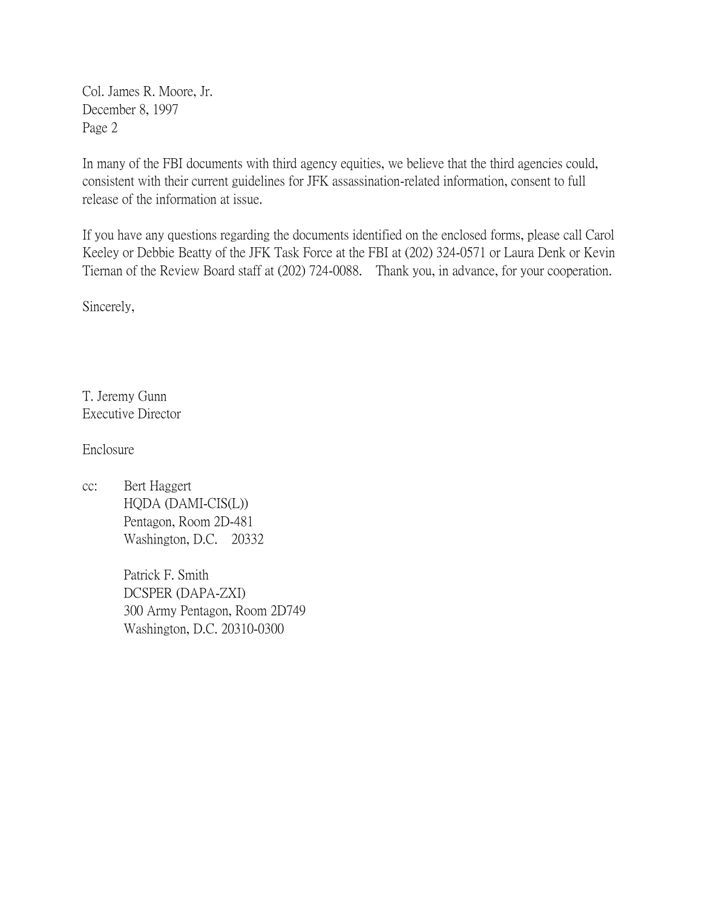Col. James R. Moore, Jr.
December 8, 1997
Page 2

In many of the FBI documents with third agency equities, we believe that the third agencies could, consistent with their current guidelines for JFK assassination-related information, consent to full release of the information at issue.

If you have any questions regarding the documents identified on the enclosed forms, please call Carol Keeley or Debbie Beatty of the JFK Task Force at the FBI at (202) 324-0571 or Laura Denk or Kevin Tiernan of the Review Board staff at (202) 724-0088. Thank you, in advance, for your cooperation.

Sincerely,

T. Jeremy Gunn
Executive Director

Enclosure

cc: Bert Haggert
HQDA (DAMI-CIS(L))
Pentagon, Room 2D-481
Washington, D.C. 20332

Patrick F. Smith
DCSPER (DAPA-ZXI)
300 Army Pentagon, Room 2D749
Washington, D.C. 20310-0300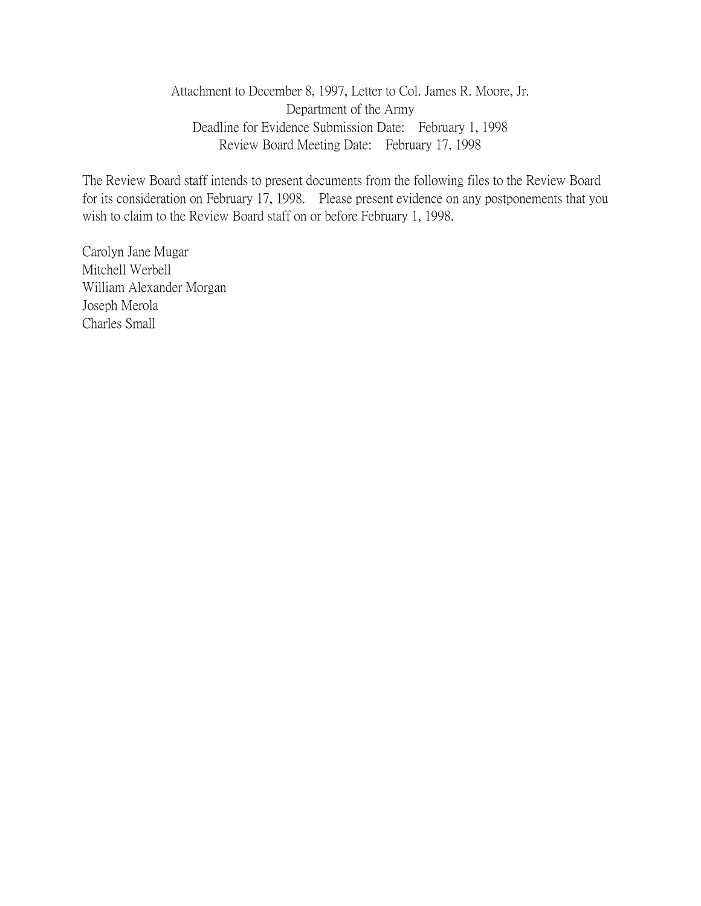Attachment to December 8, 1997, Letter to Col. James R. Moore, Jr.
Department of the Army
Deadline for Evidence Submission Date: February 1, 1998
Review Board Meeting Date: February 17, 1998

The Review Board staff intends to present documents from the following files to the Review Board for its consideration on February 17, 1998. Please present evidence on any postponements that you wish to claim to the Review Board staff on or before February 1, 1998.

Carolyn Jane Mugar
Mitchell Werbell
William Alexander Morgan
Joseph Merola
Charles Small